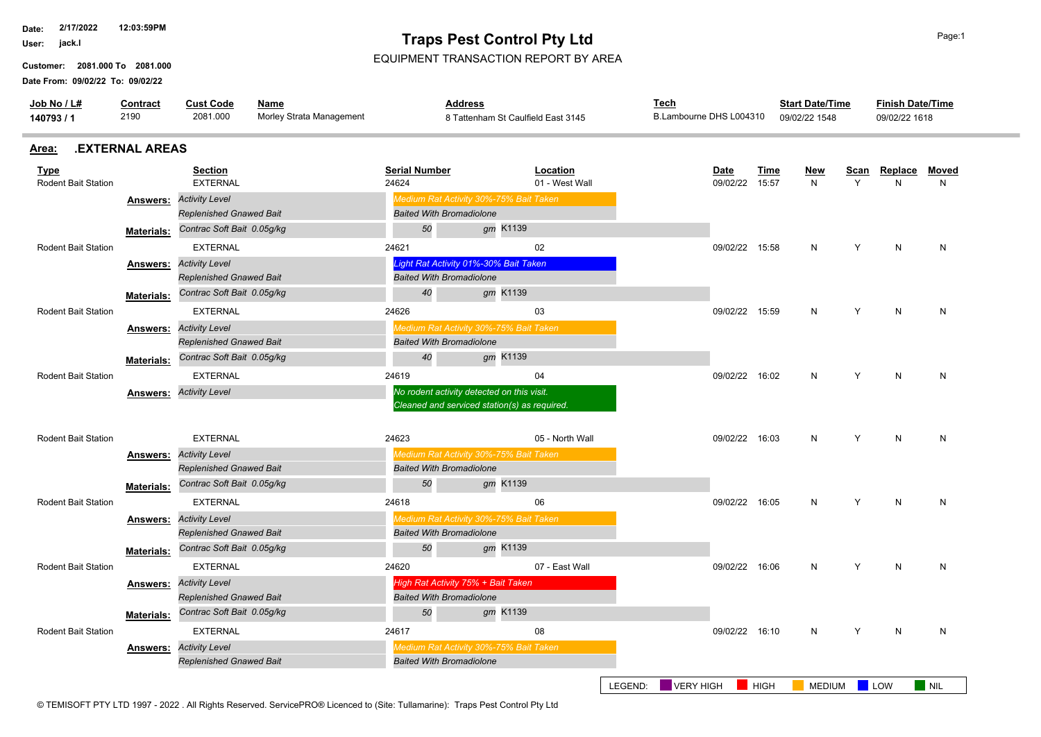Date: 2/17/2022 12:03:59PM
User: jack.l
Customer: 2081.000 To 2081.000
Date From: 09/02/22 To: 09/02/22

# Traps Pest Control Pty Ltd

EQUIPMENT TRANSACTION REPORT BY AREA

| Job No / L# | Contract | Cust Code | Name | Address | Tech | Start Date/Time | Finish Date/Time |
|---|---|---|---|---|---|---|---|
| 140793 / 1 | 2190 | 2081.000 | Morley Strata Management | 8 Tattenham St Caulfield East 3145 | B.Lambourne DHS L004310 | 09/02/22 1548 | 09/02/22 1618 |

## Area: .EXTERNAL AREAS

| Type | Section | Serial Number | Location | Date | Time | New | Scan | Replace | Moved |
|---|---|---|---|---|---|---|---|---|---|
| Rodent Bait Station | EXTERNAL | 24624 | 01 - West Wall | 09/02/22 | 15:57 | N | Y | N | N |
| **Answers:** | *Activity Level* | *Medium Rat Activity 30%-75% Bait Taken* | | | | | | | |
| | *Replenished Gnawed Bait* | *Baited With Bromadiolone* | | | | | | | |
| **Materials:** | *Contrac Soft Bait 0.05g/kg* | *50 gm* | K1139 | | | | | | |
| Rodent Bait Station | EXTERNAL | 24621 | 02 | 09/02/22 | 15:58 | N | Y | N | N |
| **Answers:** | *Activity Level* | *Light Rat Activity 01%-30% Bait Taken* | | | | | | | |
| | *Replenished Gnawed Bait* | *Baited With Bromadiolone* | | | | | | | |
| **Materials:** | *Contrac Soft Bait 0.05g/kg* | *40 gm* | K1139 | | | | | | |
| Rodent Bait Station | EXTERNAL | 24626 | 03 | 09/02/22 | 15:59 | N | Y | N | N |
| **Answers:** | *Activity Level* | *Medium Rat Activity 30%-75% Bait Taken* | | | | | | | |
| | *Replenished Gnawed Bait* | *Baited With Bromadiolone* | | | | | | | |
| **Materials:** | *Contrac Soft Bait 0.05g/kg* | *40 gm* | K1139 | | | | | | |
| Rodent Bait Station | EXTERNAL | 24619 | 04 | 09/02/22 | 16:02 | N | Y | N | N |
| **Answers:** | *Activity Level* | *No rodent activity detected on this visit. Cleaned and serviced station(s) as required.* | | | | | | | |
| Rodent Bait Station | EXTERNAL | 24623 | 05 - North Wall | 09/02/22 | 16:03 | N | Y | N | N |
| **Answers:** | *Activity Level* | *Medium Rat Activity 30%-75% Bait Taken* | | | | | | | |
| | *Replenished Gnawed Bait* | *Baited With Bromadiolone* | | | | | | | |
| **Materials:** | *Contrac Soft Bait 0.05g/kg* | *50 gm* | K1139 | | | | | | |
| Rodent Bait Station | EXTERNAL | 24618 | 06 | 09/02/22 | 16:05 | N | Y | N | N |
| **Answers:** | *Activity Level* | *Medium Rat Activity 30%-75% Bait Taken* | | | | | | | |
| | *Replenished Gnawed Bait* | *Baited With Bromadiolone* | | | | | | | |
| **Materials:** | *Contrac Soft Bait 0.05g/kg* | *50 gm* | K1139 | | | | | | |
| Rodent Bait Station | EXTERNAL | 24620 | 07 - East Wall | 09/02/22 | 16:06 | N | Y | N | N |
| **Answers:** | *Activity Level* | *High Rat Activity 75% + Bait Taken* | | | | | | | |
| | *Replenished Gnawed Bait* | *Baited With Bromadiolone* | | | | | | | |
| **Materials:** | *Contrac Soft Bait 0.05g/kg* | *50 gm* | K1139 | | | | | | |
| Rodent Bait Station | EXTERNAL | 24617 | 08 | 09/02/22 | 16:10 | N | Y | N | N |
| **Answers:** | *Activity Level* | *Medium Rat Activity 30%-75% Bait Taken* | | | | | | | |
| | *Replenished Gnawed Bait* | *Baited With Bromadiolone* | | | | | | | |

LEGEND: VERY HIGH | HIGH | MEDIUM | LOW | NIL

© TEMISOFT PTY LTD 1997 - 2022 . All Rights Reserved. ServicePRO® Licenced to (Site: Tullamarine): Traps Pest Control Pty Ltd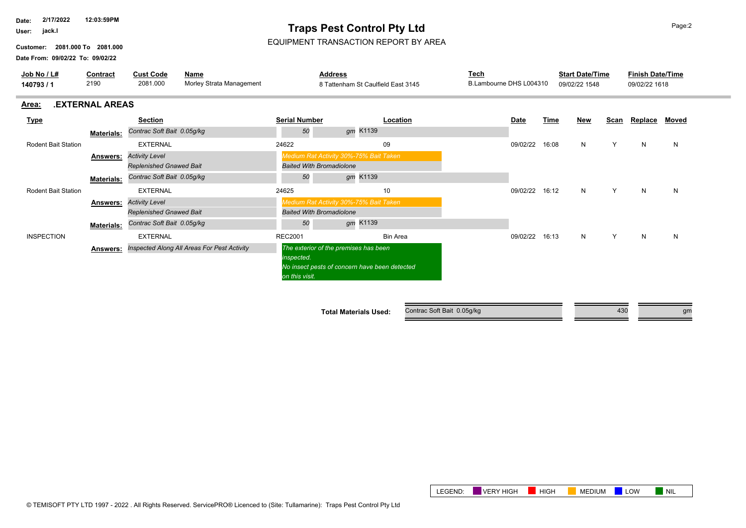Date: 2/17/2022 12:03:59PM
User: jack.l
Customer: 2081.000 To 2081.000
Date From: 09/02/22 To: 09/02/22

# Traps Pest Control Pty Ltd

EQUIPMENT TRANSACTION REPORT BY AREA

| Job No / L# | Contract | Cust Code | Name | Address | Tech | Start Date/Time | Finish Date/Time |
|---|---|---|---|---|---|---|---|
| 140793 / 1 | 2190 | 2081.000 | Morley Strata Management | 8 Tattenham St Caulfield East 3145 | B.Lambourne DHS L004310 | 09/02/22 1548 | 09/02/22 1618 |

## Area: .EXTERNAL AREAS

| Type | | Section | Serial Number | Location | Date | Time | New | Scan | Replace | Moved |
|---|---|---|---|---|---|---|---|---|---|---|
| | **Materials:** | *Contrac Soft Bait 0.05g/kg* | *50 gm* | K1139 | | | | | | |
| Rodent Bait Station | | EXTERNAL | 24622 | 09 | 09/02/22 | 16:08 | N | Y | N | N |
| | **Answers:** | *Activity Level* | *Medium Rat Activity 30%-75% Bait Taken* | | | | | | | |
| | | *Replenished Gnawed Bait* | *Baited With Bromadiolone* | | | | | | | |
| | **Materials:** | *Contrac Soft Bait 0.05g/kg* | *50 gm* | K1139 | | | | | | |
| Rodent Bait Station | | EXTERNAL | 24625 | 10 | 09/02/22 | 16:12 | N | Y | N | N |
| | **Answers:** | *Activity Level* | *Medium Rat Activity 30%-75% Bait Taken* | | | | | | | |
| | | *Replenished Gnawed Bait* | *Baited With Bromadiolone* | | | | | | | |
| | **Materials:** | *Contrac Soft Bait 0.05g/kg* | *50 gm* | K1139 | | | | | | |
| INSPECTION | | EXTERNAL | REC2001 | Bin Area | 09/02/22 | 16:13 | N | Y | N | N |
| | **Answers:** | *Inspected Along All Areas For Pest Activity* | *The exterior of the premises has been inspected. No insect pests of concern have been detected on this visit.* | | | | | | | |

| **Total Materials Used:** | Contrac Soft Bait 0.05g/kg | 430 | gm |
|---|---|---|---|

LEGEND: VERY HIGH | HIGH | MEDIUM | LOW | NIL

© TEMISOFT PTY LTD 1997 - 2022 . All Rights Reserved. ServicePRO® Licenced to (Site: Tullamarine): Traps Pest Control Pty Ltd